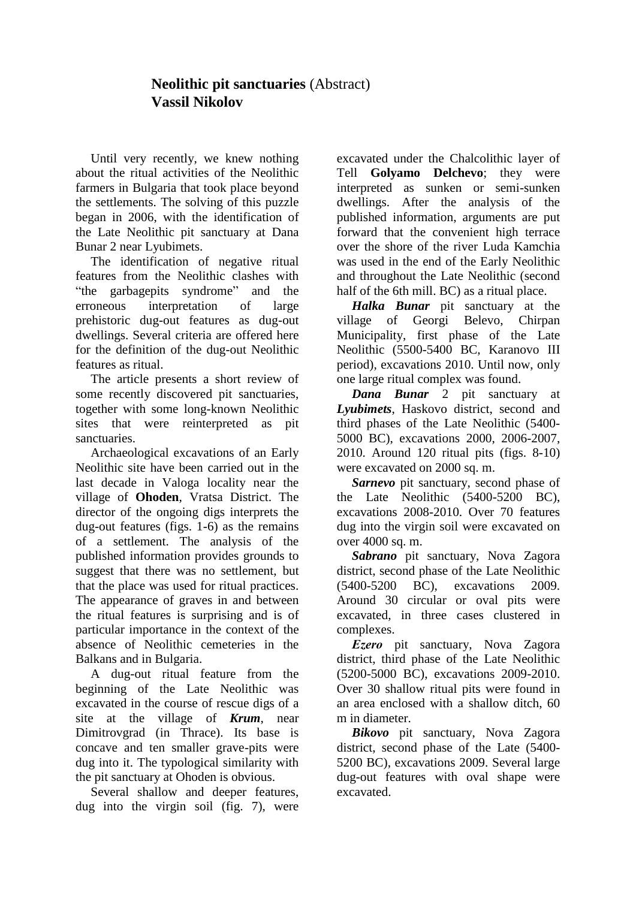# **Neolithic pit sanctuaries** (Abstract)
## **Vassil Nikolov**

Until very recently, we knew nothing about the ritual activities of the Neolithic farmers in Bulgaria that took place beyond the settlements. The solving of this puzzle began in 2006, with the identification of the Late Neolithic pit sanctuary at Dana Bunar 2 near Lyubimets.

The identification of negative ritual features from the Neolithic clashes with "the garbagepits syndrome" and the erroneous interpretation of large prehistoric dug-out features as dug-out dwellings. Several criteria are offered here for the definition of the dug-out Neolithic features as ritual.

The article presents a short review of some recently discovered pit sanctuaries, together with some long-known Neolithic sites that were reinterpreted as pit sanctuaries.

Archaeological excavations of an Early Neolithic site have been carried out in the last decade in Valoga locality near the village of **Ohoden**, Vratsa District. The director of the ongoing digs interprets the dug-out features (figs. 1-6) as the remains of a settlement. The analysis of the published information provides grounds to suggest that there was no settlement, but that the place was used for ritual practices. The appearance of graves in and between the ritual features is surprising and is of particular importance in the context of the absence of Neolithic cemeteries in the Balkans and in Bulgaria.

A dug-out ritual feature from the beginning of the Late Neolithic was excavated in the course of rescue digs of a site at the village of ***Krum***, near Dimitrovgrad (in Thrace). Its base is concave and ten smaller grave-pits were dug into it. The typological similarity with the pit sanctuary at Ohoden is obvious.

Several shallow and deeper features, dug into the virgin soil (fig. 7), were excavated under the Chalcolithic layer of Tell **Golyamo Delchevo**; they were interpreted as sunken or semi-sunken dwellings. After the analysis of the published information, arguments are put forward that the convenient high terrace over the shore of the river Luda Kamchia was used in the end of the Early Neolithic and throughout the Late Neolithic (second half of the 6th mill. BC) as a ritual place.

***Halka Bunar*** pit sanctuary at the village of Georgi Belevo, Chirpan Municipality, first phase of the Late Neolithic (5500-5400 BC, Karanovo III period), excavations 2010. Until now, only one large ritual complex was found.

***Dana Bunar*** 2 pit sanctuary at ***Lyubimets***, Haskovo district, second and third phases of the Late Neolithic (5400-5000 BC), excavations 2000, 2006-2007, 2010. Around 120 ritual pits (figs. 8-10) were excavated on 2000 sq. m.

***Sarnevo*** pit sanctuary, second phase of the Late Neolithic (5400-5200 BC), excavations 2008-2010. Over 70 features dug into the virgin soil were excavated on over 4000 sq. m.

***Sabrano*** pit sanctuary, Nova Zagora district, second phase of the Late Neolithic (5400-5200 BC), excavations 2009. Around 30 circular or oval pits were excavated, in three cases clustered in complexes.

***Ezero*** pit sanctuary, Nova Zagora district, third phase of the Late Neolithic (5200-5000 BC), excavations 2009-2010. Over 30 shallow ritual pits were found in an area enclosed with a shallow ditch, 60 m in diameter.

***Bikovo*** pit sanctuary, Nova Zagora district, second phase of the Late (5400-5200 BC), excavations 2009. Several large dug-out features with oval shape were excavated.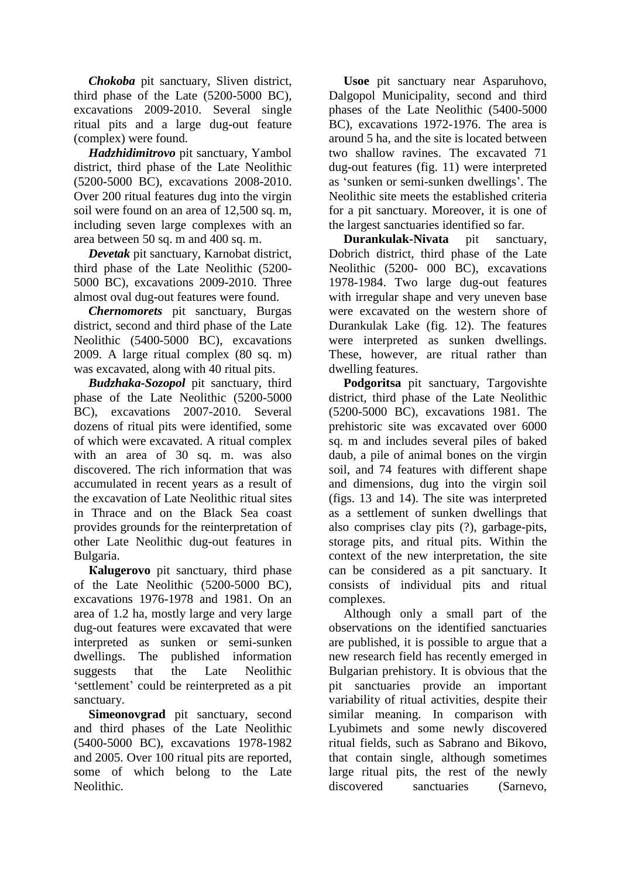***Chokoba*** pit sanctuary, Sliven district, third phase of the Late (5200-5000 BC), excavations 2009-2010. Several single ritual pits and a large dug-out feature (complex) were found.

***Hadzhidimitrovo*** pit sanctuary, Yambol district, third phase of the Late Neolithic (5200-5000 BC), excavations 2008-2010. Over 200 ritual features dug into the virgin soil were found on an area of 12,500 sq. m, including seven large complexes with an area between 50 sq. m and 400 sq. m.

***Devetak*** pit sanctuary, Karnobat district, third phase of the Late Neolithic (5200-5000 BC), excavations 2009-2010. Three almost oval dug-out features were found.

***Chernomorets*** pit sanctuary, Burgas district, second and third phase of the Late Neolithic (5400-5000 BC), excavations 2009. A large ritual complex (80 sq. m) was excavated, along with 40 ritual pits.

***Budzhaka-Sozopol*** pit sanctuary, third phase of the Late Neolithic (5200-5000 BC), excavations 2007-2010. Several dozens of ritual pits were identified, some of which were excavated. A ritual complex with an area of 30 sq. m. was also discovered. The rich information that was accumulated in recent years as a result of the excavation of Late Neolithic ritual sites in Thrace and on the Black Sea coast provides grounds for the reinterpretation of other Late Neolithic dug-out features in Bulgaria.

**Kalugerovo** pit sanctuary, third phase of the Late Neolithic (5200-5000 BC), excavations 1976-1978 and 1981. On an area of 1.2 ha, mostly large and very large dug-out features were excavated that were interpreted as sunken or semi-sunken dwellings. The published information suggests that the Late Neolithic 'settlement' could be reinterpreted as a pit sanctuary.

**Simeonovgrad** pit sanctuary, second and third phases of the Late Neolithic (5400-5000 BC), excavations 1978-1982 and 2005. Over 100 ritual pits are reported, some of which belong to the Late Neolithic.

**Usoe** pit sanctuary near Asparuhovo, Dalgopol Municipality, second and third phases of the Late Neolithic (5400-5000 BC), excavations 1972-1976. The area is around 5 ha, and the site is located between two shallow ravines. The excavated 71 dug-out features (fig. 11) were interpreted as 'sunken or semi-sunken dwellings'. The Neolithic site meets the established criteria for a pit sanctuary. Moreover, it is one of the largest sanctuaries identified so far.

**Durankulak-Nivata** pit sanctuary, Dobrich district, third phase of the Late Neolithic (5200- 000 BC), excavations 1978-1984. Two large dug-out features with irregular shape and very uneven base were excavated on the western shore of Durankulak Lake (fig. 12). The features were interpreted as sunken dwellings. These, however, are ritual rather than dwelling features.

**Podgoritsa** pit sanctuary, Targovishte district, third phase of the Late Neolithic (5200-5000 BC), excavations 1981. The prehistoric site was excavated over 6000 sq. m and includes several piles of baked daub, a pile of animal bones on the virgin soil, and 74 features with different shape and dimensions, dug into the virgin soil (figs. 13 and 14). The site was interpreted as a settlement of sunken dwellings that also comprises clay pits (?), garbage-pits, storage pits, and ritual pits. Within the context of the new interpretation, the site can be considered as a pit sanctuary. It consists of individual pits and ritual complexes.

Although only a small part of the observations on the identified sanctuaries are published, it is possible to argue that a new research field has recently emerged in Bulgarian prehistory. It is obvious that the pit sanctuaries provide an important variability of ritual activities, despite their similar meaning. In comparison with Lyubimets and some newly discovered ritual fields, such as Sabrano and Bikovo, that contain single, although sometimes large ritual pits, the rest of the newly discovered sanctuaries (Sarnevo,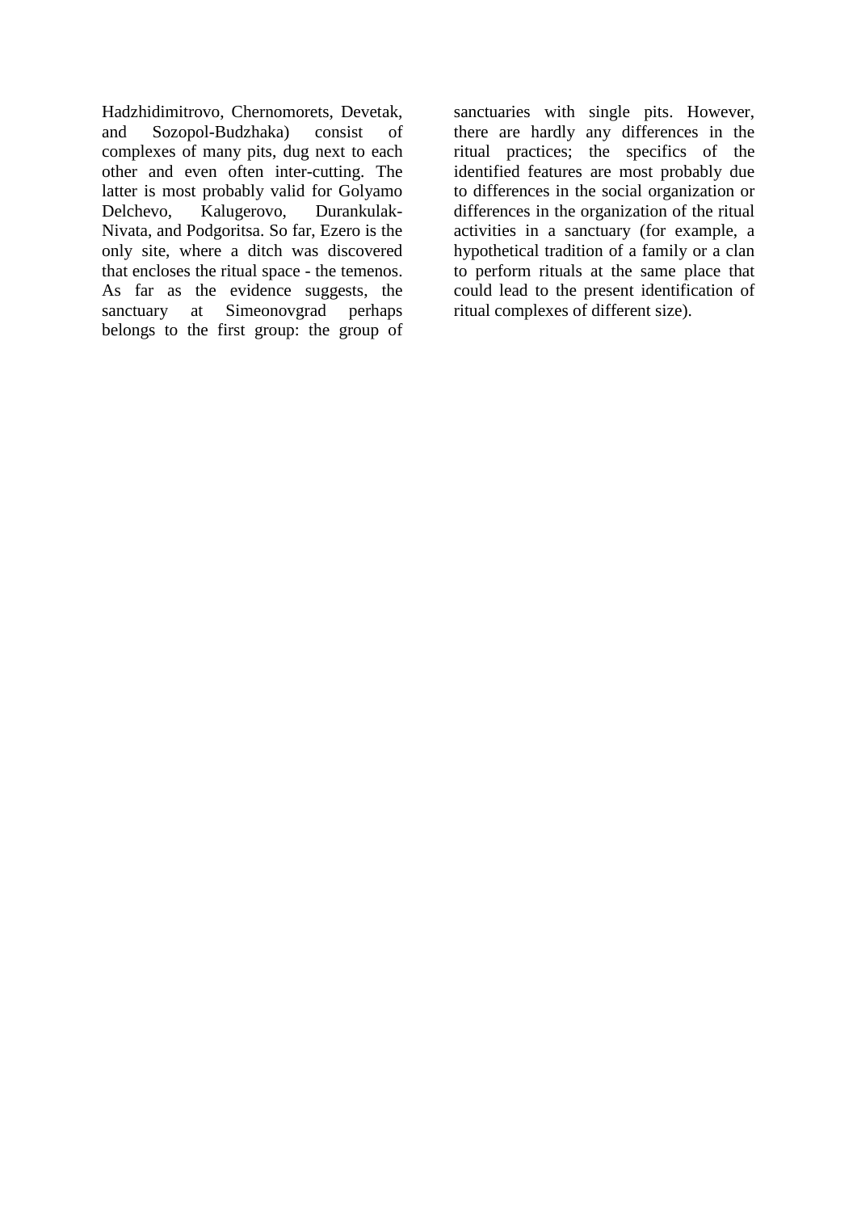Hadzhidimitrovo, Chernomorets, Devetak, and Sozopol-Budzhaka) consist of complexes of many pits, dug next to each other and even often inter-cutting. The latter is most probably valid for Golyamo Delchevo, Kalugerovo, Durankulak-Nivata, and Podgoritsa. So far, Ezero is the only site, where a ditch was discovered that encloses the ritual space - the temenos. As far as the evidence suggests, the sanctuary at Simeonovgrad perhaps belongs to the first group: the group of sanctuaries with single pits. However, there are hardly any differences in the ritual practices; the specifics of the identified features are most probably due to differences in the social organization or differences in the organization of the ritual activities in a sanctuary (for example, a hypothetical tradition of a family or a clan to perform rituals at the same place that could lead to the present identification of ritual complexes of different size).